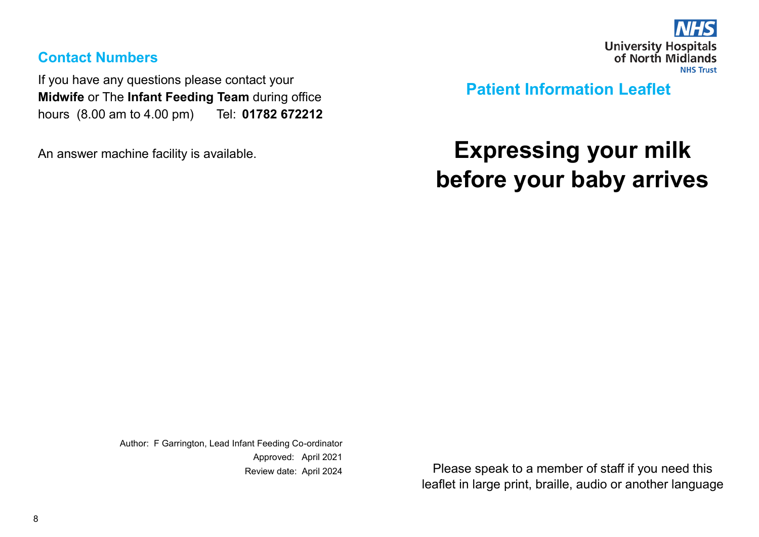## Contact Numbers

If you have any questions please contact your **Midwife** or The **Infant Feeding Team** during office hours (8.00 am to 4.00 pm) Tel: **01782 672212**

An answer machine facility is available.

Author: F Garrington, Lead Infant Feeding Co-ordinator
Approved: April 2021
Review date: April 2024

NHS
University Hospitals of North Midlands
NHS Trust

## Patient Information Leaflet

# Expressing your milk before your baby arrives

Please speak to a member of staff if you need this leaflet in large print, braille, audio or another language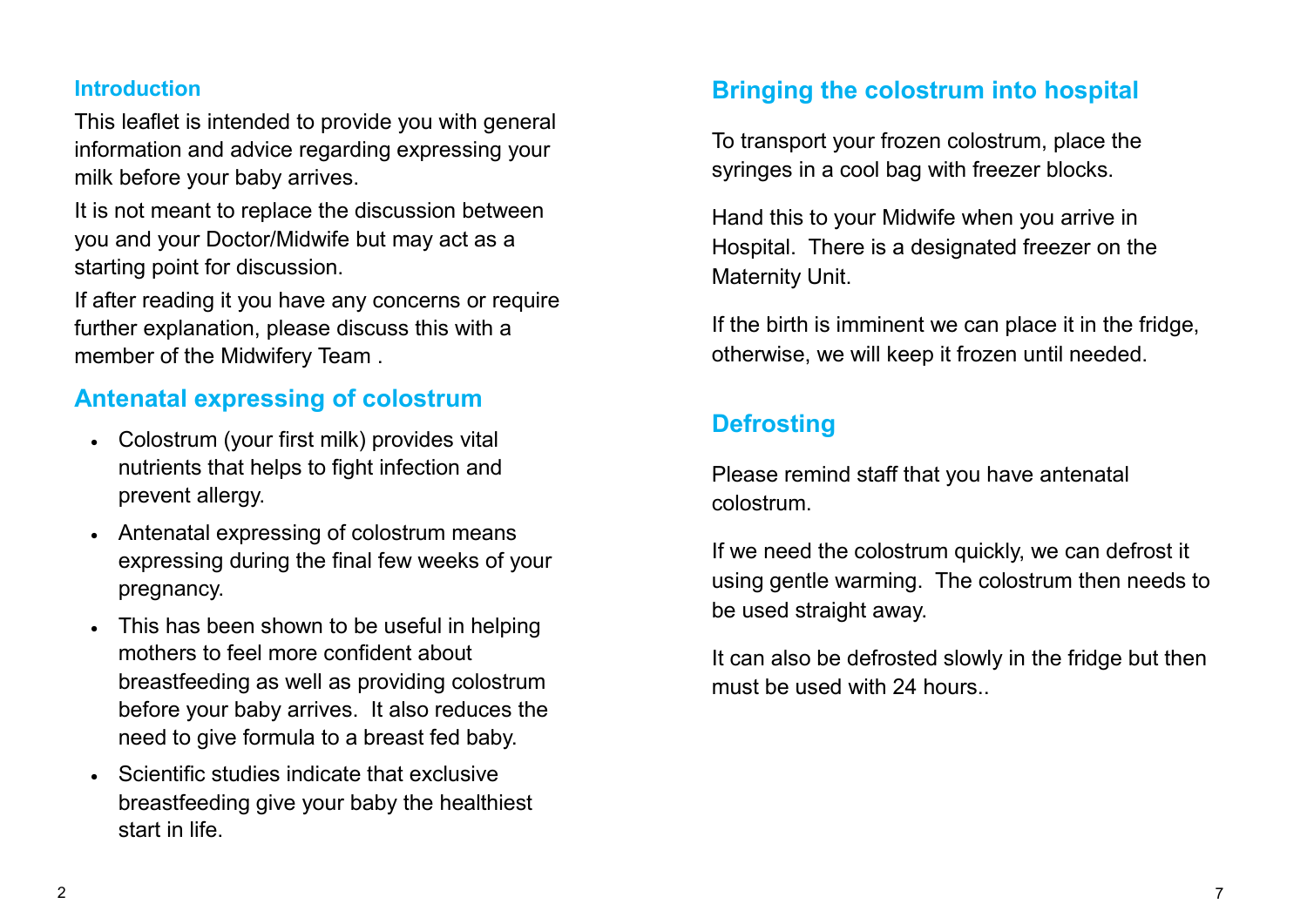## Introduction

This leaflet is intended to provide you with general information and advice regarding expressing your milk before your baby arrives.

It is not meant to replace the discussion between you and your Doctor/Midwife but may act as a starting point for discussion.

If after reading it you have any concerns or require further explanation, please discuss this with a member of the Midwifery Team .

## Antenatal expressing of colostrum

- Colostrum (your first milk) provides vital nutrients that helps to fight infection and prevent allergy.
- Antenatal expressing of colostrum means expressing during the final few weeks of your pregnancy.
- This has been shown to be useful in helping mothers to feel more confident about breastfeeding as well as providing colostrum before your baby arrives. It also reduces the need to give formula to a breast fed baby.
- Scientific studies indicate that exclusive breastfeeding give your baby the healthiest start in life.

## Bringing the colostrum into hospital

To transport your frozen colostrum, place the syringes in a cool bag with freezer blocks.

Hand this to your Midwife when you arrive in Hospital. There is a designated freezer on the Maternity Unit.

If the birth is imminent we can place it in the fridge, otherwise, we will keep it frozen until needed.

## Defrosting

Please remind staff that you have antenatal colostrum.

If we need the colostrum quickly, we can defrost it using gentle warming. The colostrum then needs to be used straight away.

It can also be defrosted slowly in the fridge but then must be used with 24 hours..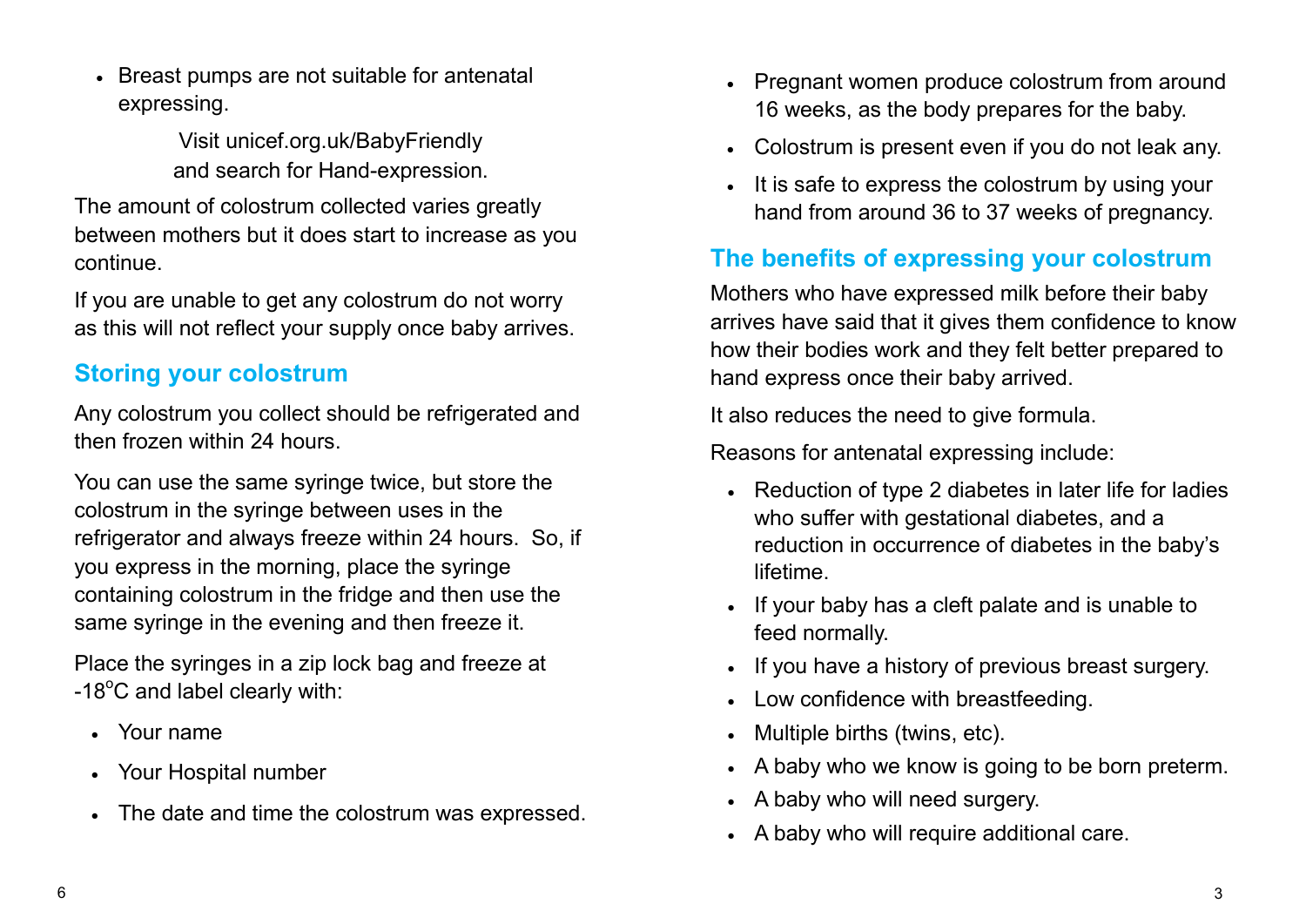- Breast pumps are not suitable for antenatal expressing.

Visit unicef.org.uk/BabyFriendly and search for Hand-expression.

The amount of colostrum collected varies greatly between mothers but it does start to increase as you continue.

If you are unable to get any colostrum do not worry as this will not reflect your supply once baby arrives.

## Storing your colostrum

Any colostrum you collect should be refrigerated and then frozen within 24 hours.

You can use the same syringe twice, but store the colostrum in the syringe between uses in the refrigerator and always freeze within 24 hours. So, if you express in the morning, place the syringe containing colostrum in the fridge and then use the same syringe in the evening and then freeze it.

Place the syringes in a zip lock bag and freeze at -18°C and label clearly with:

- Your name
- Your Hospital number
- The date and time the colostrum was expressed.

- Pregnant women produce colostrum from around 16 weeks, as the body prepares for the baby.
- Colostrum is present even if you do not leak any.
- It is safe to express the colostrum by using your hand from around 36 to 37 weeks of pregnancy.

## The benefits of expressing your colostrum

Mothers who have expressed milk before their baby arrives have said that it gives them confidence to know how their bodies work and they felt better prepared to hand express once their baby arrived.

It also reduces the need to give formula.

Reasons for antenatal expressing include:

- Reduction of type 2 diabetes in later life for ladies who suffer with gestational diabetes, and a reduction in occurrence of diabetes in the baby's lifetime.
- If your baby has a cleft palate and is unable to feed normally.
- If you have a history of previous breast surgery.
- Low confidence with breastfeeding.
- Multiple births (twins, etc).
- A baby who we know is going to be born preterm.
- A baby who will need surgery.
- A baby who will require additional care.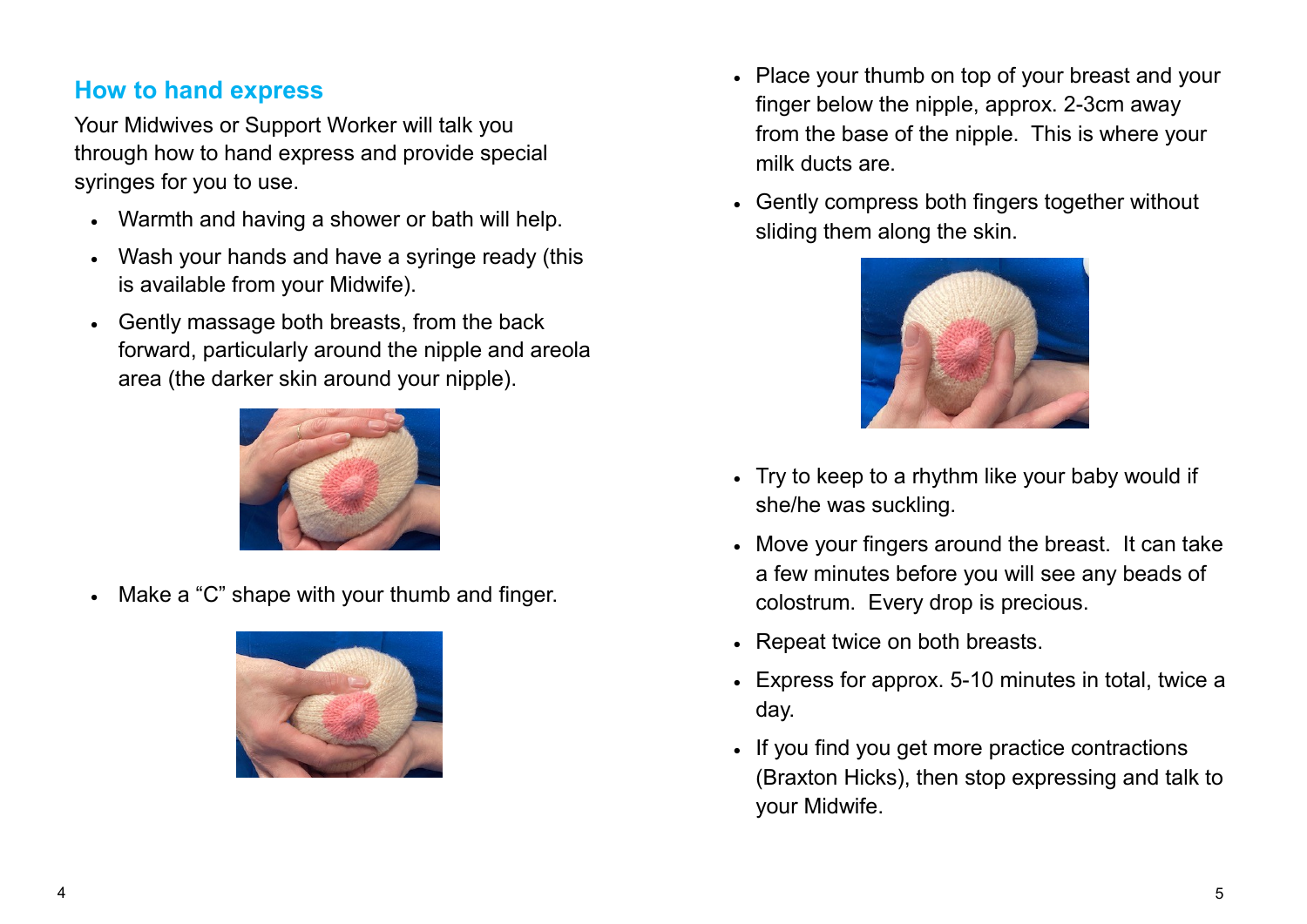## How to hand express

Your Midwives or Support Worker will talk you through how to hand express and provide special syringes for you to use.

- Warmth and having a shower or bath will help.
- Wash your hands and have a syringe ready (this is available from your Midwife).
- Gently massage both breasts, from the back forward, particularly around the nipple and areola area (the darker skin around your nipple).
- Make a "C" shape with your thumb and finger.
- Place your thumb on top of your breast and your finger below the nipple, approx. 2-3cm away from the base of the nipple. This is where your milk ducts are.
- Gently compress both fingers together without sliding them along the skin.
- Try to keep to a rhythm like your baby would if she/he was suckling.
- Move your fingers around the breast. It can take a few minutes before you will see any beads of colostrum. Every drop is precious.
- Repeat twice on both breasts.
- Express for approx. 5-10 minutes in total, twice a day.
- If you find you get more practice contractions (Braxton Hicks), then stop expressing and talk to your Midwife.